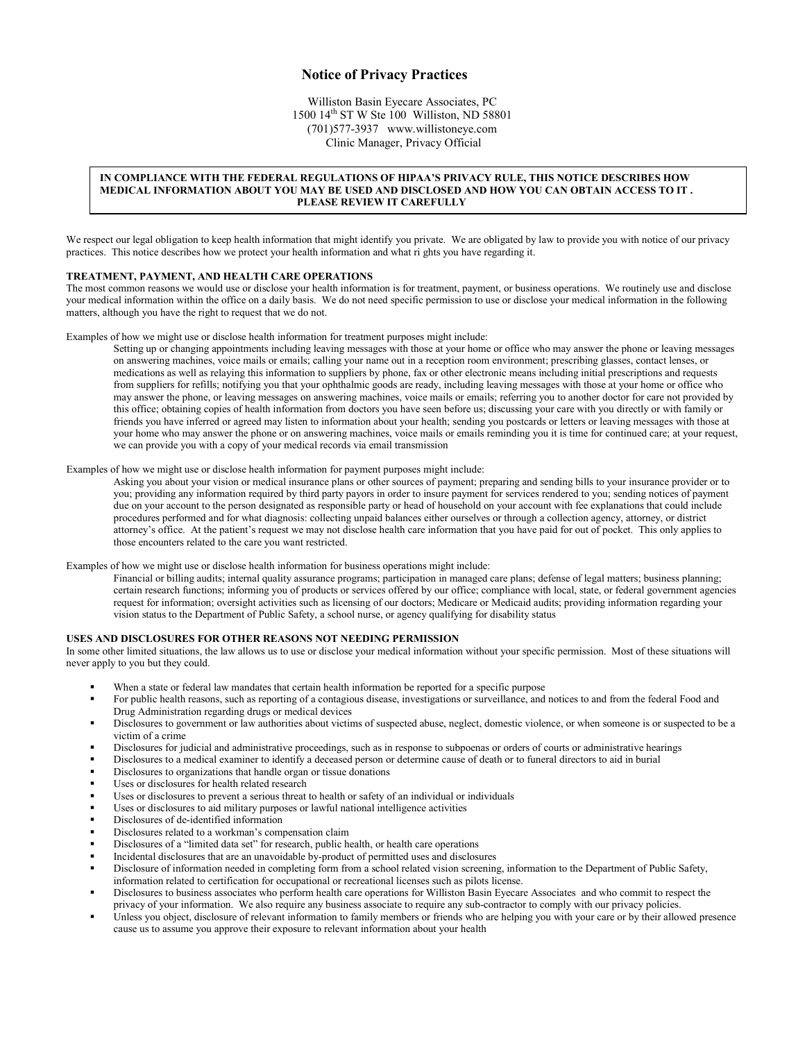# Notice of Privacy Practices

Williston Basin Eyecare Associates, PC
1500 14th ST W Ste 100 Williston, ND 58801
(701)577-3937 www.willistoneye.com
Clinic Manager, Privacy Official

**IN COMPLIANCE WITH THE FEDERAL REGULATIONS OF HIPAA'S PRIVACY RULE, THIS NOTICE DESCRIBES HOW MEDICAL INFORMATION ABOUT YOU MAY BE USED AND DISCLOSED AND HOW YOU CAN OBTAIN ACCESS TO IT . PLEASE REVIEW IT CAREFULLY**

We respect our legal obligation to keep health information that might identify you private. We are obligated by law to provide you with notice of our privacy practices. This notice describes how we protect your health information and what ri ghts you have regarding it.

**TREATMENT, PAYMENT, AND HEALTH CARE OPERATIONS**

The most common reasons we would use or disclose your health information is for treatment, payment, or business operations. We routinely use and disclose your medical information within the office on a daily basis. We do not need specific permission to use or disclose your medical information in the following matters, although you have the right to request that we do not.

Examples of how we might use or disclose health information for treatment purposes might include:

> Setting up or changing appointments including leaving messages with those at your home or office who may answer the phone or leaving messages on answering machines, voice mails or emails; calling your name out in a reception room environment; prescribing glasses, contact lenses, or medications as well as relaying this information to suppliers by phone, fax or other electronic means including initial prescriptions and requests from suppliers for refills; notifying you that your ophthalmic goods are ready, including leaving messages with those at your home or office who may answer the phone, or leaving messages on answering machines, voice mails or emails; referring you to another doctor for care not provided by this office; obtaining copies of health information from doctors you have seen before us; discussing your care with you directly or with family or friends you have inferred or agreed may listen to information about your health; sending you postcards or letters or leaving messages with those at your home who may answer the phone or on answering machines, voice mails or emails reminding you it is time for continued care; at your request, we can provide you with a copy of your medical records via email transmission

Examples of how we might use or disclose health information for payment purposes might include:

> Asking you about your vision or medical insurance plans or other sources of payment; preparing and sending bills to your insurance provider or to you; providing any information required by third party payors in order to insure payment for services rendered to you; sending notices of payment due on your account to the person designated as responsible party or head of household on your account with fee explanations that could include procedures performed and for what diagnosis: collecting unpaid balances either ourselves or through a collection agency, attorney, or district attorney's office. At the patient's request we may not disclose health care information that you have paid for out of pocket. This only applies to those encounters related to the care you want restricted.

Examples of how we might use or disclose health information for business operations might include:

> Financial or billing audits; internal quality assurance programs; participation in managed care plans; defense of legal matters; business planning; certain research functions; informing you of products or services offered by our office; compliance with local, state, or federal government agencies request for information; oversight activities such as licensing of our doctors; Medicare or Medicaid audits; providing information regarding your vision status to the Department of Public Safety, a school nurse, or agency qualifying for disability status

**USES AND DISCLOSURES FOR OTHER REASONS NOT NEEDING PERMISSION**

In some other limited situations, the law allows us to use or disclose your medical information without your specific permission. Most of these situations will never apply to you but they could.

- When a state or federal law mandates that certain health information be reported for a specific purpose
- For public health reasons, such as reporting of a contagious disease, investigations or surveillance, and notices to and from the federal Food and Drug Administration regarding drugs or medical devices
- Disclosures to government or law authorities about victims of suspected abuse, neglect, domestic violence, or when someone is or suspected to be a victim of a crime
- Disclosures for judicial and administrative proceedings, such as in response to subpoenas or orders of courts or administrative hearings
- Disclosures to a medical examiner to identify a deceased person or determine cause of death or to funeral directors to aid in burial
- Disclosures to organizations that handle organ or tissue donations
- Uses or disclosures for health related research
- Uses or disclosures to prevent a serious threat to health or safety of an individual or individuals
- Uses or disclosures to aid military purposes or lawful national intelligence activities
- Disclosures of de-identified information
- Disclosures related to a workman's compensation claim
- Disclosures of a "limited data set" for research, public health, or health care operations
- Incidental disclosures that are an unavoidable by-product of permitted uses and disclosures
- Disclosure of information needed in completing form from a school related vision screening, information to the Department of Public Safety, information related to certification for occupational or recreational licenses such as pilots license.
- Disclosures to business associates who perform health care operations for Williston Basin Eyecare Associates and who commit to respect the privacy of your information. We also require any business associate to require any sub-contractor to comply with our privacy policies.
- Unless you object, disclosure of relevant information to family members or friends who are helping you with your care or by their allowed presence cause us to assume you approve their exposure to relevant information about your health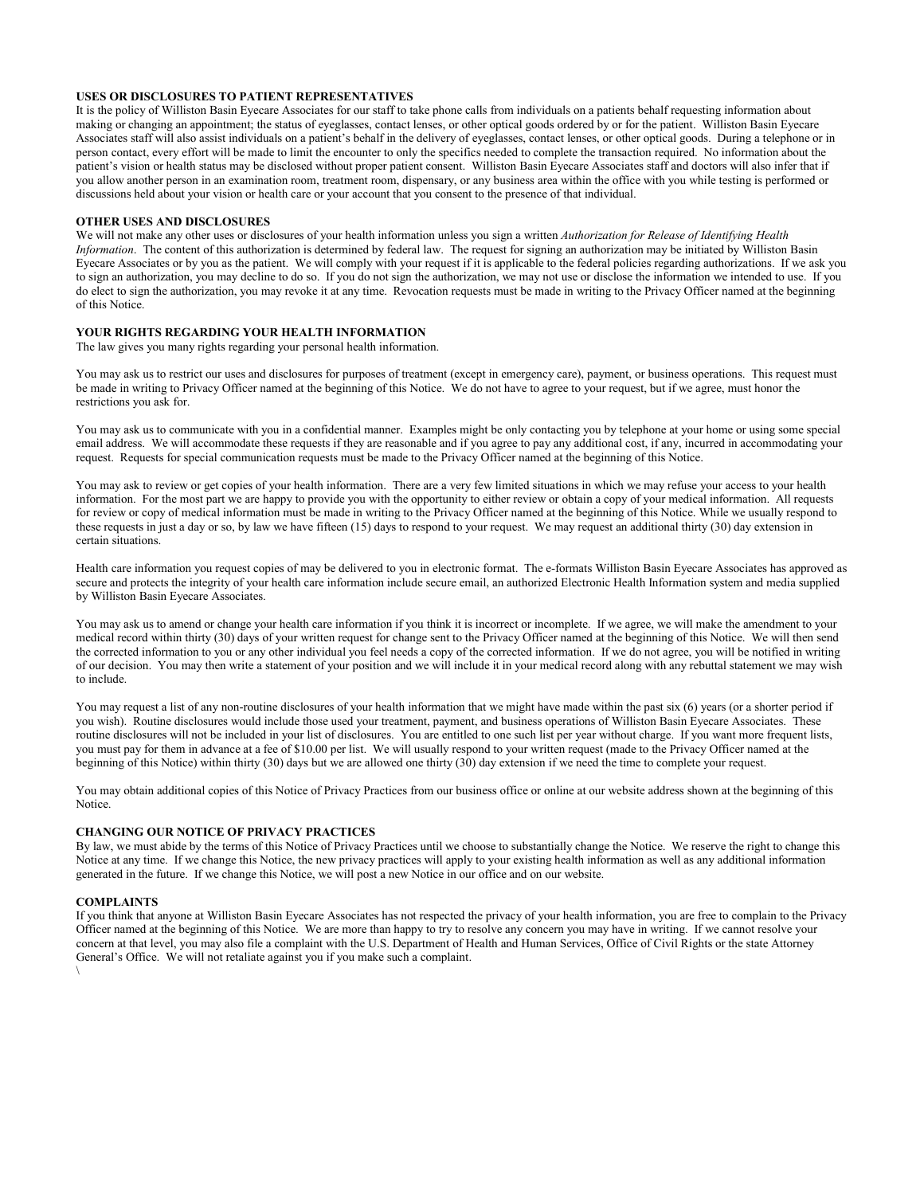**USES OR DISCLOSURES TO PATIENT REPRESENTATIVES**

It is the policy of Williston Basin Eyecare Associates for our staff to take phone calls from individuals on a patients behalf requesting information about making or changing an appointment; the status of eyeglasses, contact lenses, or other optical goods ordered by or for the patient. Williston Basin Eyecare Associates staff will also assist individuals on a patient's behalf in the delivery of eyeglasses, contact lenses, or other optical goods. During a telephone or in person contact, every effort will be made to limit the encounter to only the specifics needed to complete the transaction required. No information about the patient's vision or health status may be disclosed without proper patient consent. Williston Basin Eyecare Associates staff and doctors will also infer that if you allow another person in an examination room, treatment room, dispensary, or any business area within the office with you while testing is performed or discussions held about your vision or health care or your account that you consent to the presence of that individual.

**OTHER USES AND DISCLOSURES**

We will not make any other uses or disclosures of your health information unless you sign a written *Authorization for Release of Identifying Health Information*. The content of this authorization is determined by federal law. The request for signing an authorization may be initiated by Williston Basin Eyecare Associates or by you as the patient. We will comply with your request if it is applicable to the federal policies regarding authorizations. If we ask you to sign an authorization, you may decline to do so. If you do not sign the authorization, we may not use or disclose the information we intended to use. If you do elect to sign the authorization, you may revoke it at any time. Revocation requests must be made in writing to the Privacy Officer named at the beginning of this Notice.

**YOUR RIGHTS REGARDING YOUR HEALTH INFORMATION**

The law gives you many rights regarding your personal health information.

You may ask us to restrict our uses and disclosures for purposes of treatment (except in emergency care), payment, or business operations. This request must be made in writing to Privacy Officer named at the beginning of this Notice. We do not have to agree to your request, but if we agree, must honor the restrictions you ask for.

You may ask us to communicate with you in a confidential manner. Examples might be only contacting you by telephone at your home or using some special email address. We will accommodate these requests if they are reasonable and if you agree to pay any additional cost, if any, incurred in accommodating your request. Requests for special communication requests must be made to the Privacy Officer named at the beginning of this Notice.

You may ask to review or get copies of your health information. There are a very few limited situations in which we may refuse your access to your health information. For the most part we are happy to provide you with the opportunity to either review or obtain a copy of your medical information. All requests for review or copy of medical information must be made in writing to the Privacy Officer named at the beginning of this Notice. While we usually respond to these requests in just a day or so, by law we have fifteen (15) days to respond to your request. We may request an additional thirty (30) day extension in certain situations.

Health care information you request copies of may be delivered to you in electronic format. The e-formats Williston Basin Eyecare Associates has approved as secure and protects the integrity of your health care information include secure email, an authorized Electronic Health Information system and media supplied by Williston Basin Eyecare Associates.

You may ask us to amend or change your health care information if you think it is incorrect or incomplete. If we agree, we will make the amendment to your medical record within thirty (30) days of your written request for change sent to the Privacy Officer named at the beginning of this Notice. We will then send the corrected information to you or any other individual you feel needs a copy of the corrected information. If we do not agree, you will be notified in writing of our decision. You may then write a statement of your position and we will include it in your medical record along with any rebuttal statement we may wish to include.

You may request a list of any non-routine disclosures of your health information that we might have made within the past six (6) years (or a shorter period if you wish). Routine disclosures would include those used your treatment, payment, and business operations of Williston Basin Eyecare Associates. These routine disclosures will not be included in your list of disclosures. You are entitled to one such list per year without charge. If you want more frequent lists, you must pay for them in advance at a fee of $10.00 per list. We will usually respond to your written request (made to the Privacy Officer named at the beginning of this Notice) within thirty (30) days but we are allowed one thirty (30) day extension if we need the time to complete your request.

You may obtain additional copies of this Notice of Privacy Practices from our business office or online at our website address shown at the beginning of this Notice.

**CHANGING OUR NOTICE OF PRIVACY PRACTICES**

By law, we must abide by the terms of this Notice of Privacy Practices until we choose to substantially change the Notice. We reserve the right to change this Notice at any time. If we change this Notice, the new privacy practices will apply to your existing health information as well as any additional information generated in the future. If we change this Notice, we will post a new Notice in our office and on our website.

**COMPLAINTS**

If you think that anyone at Williston Basin Eyecare Associates has not respected the privacy of your health information, you are free to complain to the Privacy Officer named at the beginning of this Notice. We are more than happy to try to resolve any concern you may have in writing. If we cannot resolve your concern at that level, you may also file a complaint with the U.S. Department of Health and Human Services, Office of Civil Rights or the state Attorney General's Office. We will not retaliate against you if you make such a complaint.

\